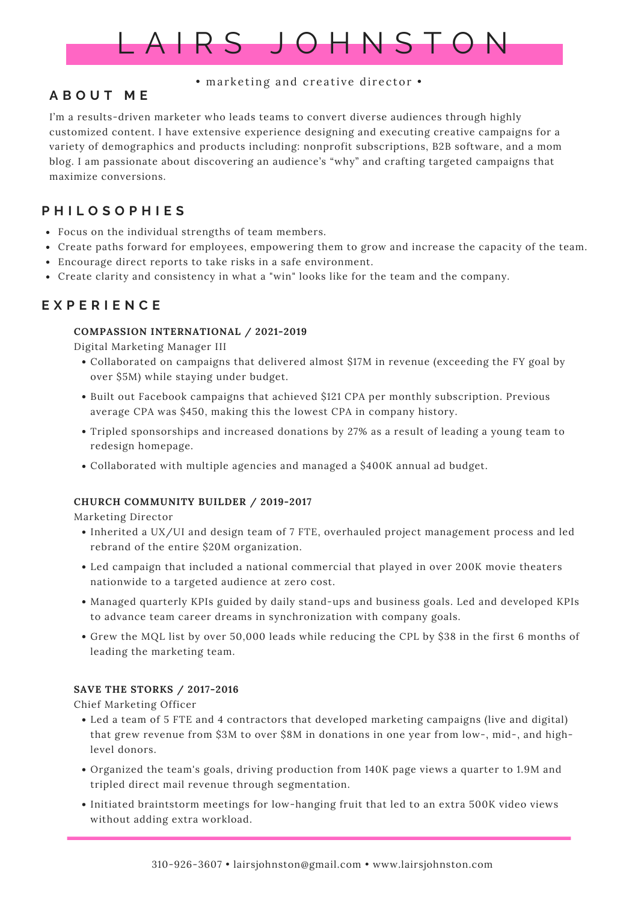# LAIRS JOHNSTON

• marketing and creative director •

## ABOUT ME

I'm a results-driven marketer who leads teams to convert diverse audiences through highly customized content. I have extensive experience designing and executing creative campaigns for a variety of demographics and products including: nonprofit subscriptions, B2B software, and a mom blog. I am passionate about discovering an audience's "why" and crafting targeted campaigns that maximize conversions.

## PHILOSOPHIES

- Focus on the individual strengths of team members.
- Create paths forward for employees, empowering them to grow and increase the capacity of the team.
- Encourage direct reports to take risks in a safe environment.
- Create clarity and consistency in what a "win" looks like for the team and the company.

## EXPERIENCE

### COMPASSION INTERNATIONAL / 2021-2019

Digital Marketing Manager III

- Collaborated on campaigns that delivered almost $17M in revenue (exceeding the FY goal by over $5M) while staying under budget.
- Built out Facebook campaigns that achieved $121 CPA per monthly subscription. Previous average CPA was $450, making this the lowest CPA in company history.
- Tripled sponsorships and increased donations by 27% as a result of leading a young team to redesign homepage.
- Collaborated with multiple agencies and managed a $400K annual ad budget.

### CHURCH COMMUNITY BUILDER / 2019-2017

Marketing Director

- Inherited a UX/UI and design team of 7 FTE, overhauled project management process and led rebrand of the entire $20M organization.
- Led campaign that included a national commercial that played in over 200K movie theaters nationwide to a targeted audience at zero cost.
- Managed quarterly KPIs guided by daily stand-ups and business goals. Led and developed KPIs to advance team career dreams in synchronization with company goals.
- Grew the MQL list by over 50,000 leads while reducing the CPL by $38 in the first 6 months of leading the marketing team.

### SAVE THE STORKS / 2017-2016

Chief Marketing Officer

- Led a team of 5 FTE and 4 contractors that developed marketing campaigns (live and digital) that grew revenue from $3M to over $8M in donations in one year from low-, mid-, and high-level donors.
- Organized the team's goals, driving production from 140K page views a quarter to 1.9M and tripled direct mail revenue through segmentation.
- Initiated braintstorm meetings for low-hanging fruit that led to an extra 500K video views without adding extra workload.

310-926-3607 • lairsjohnston@gmail.com • www.lairsjohnston.com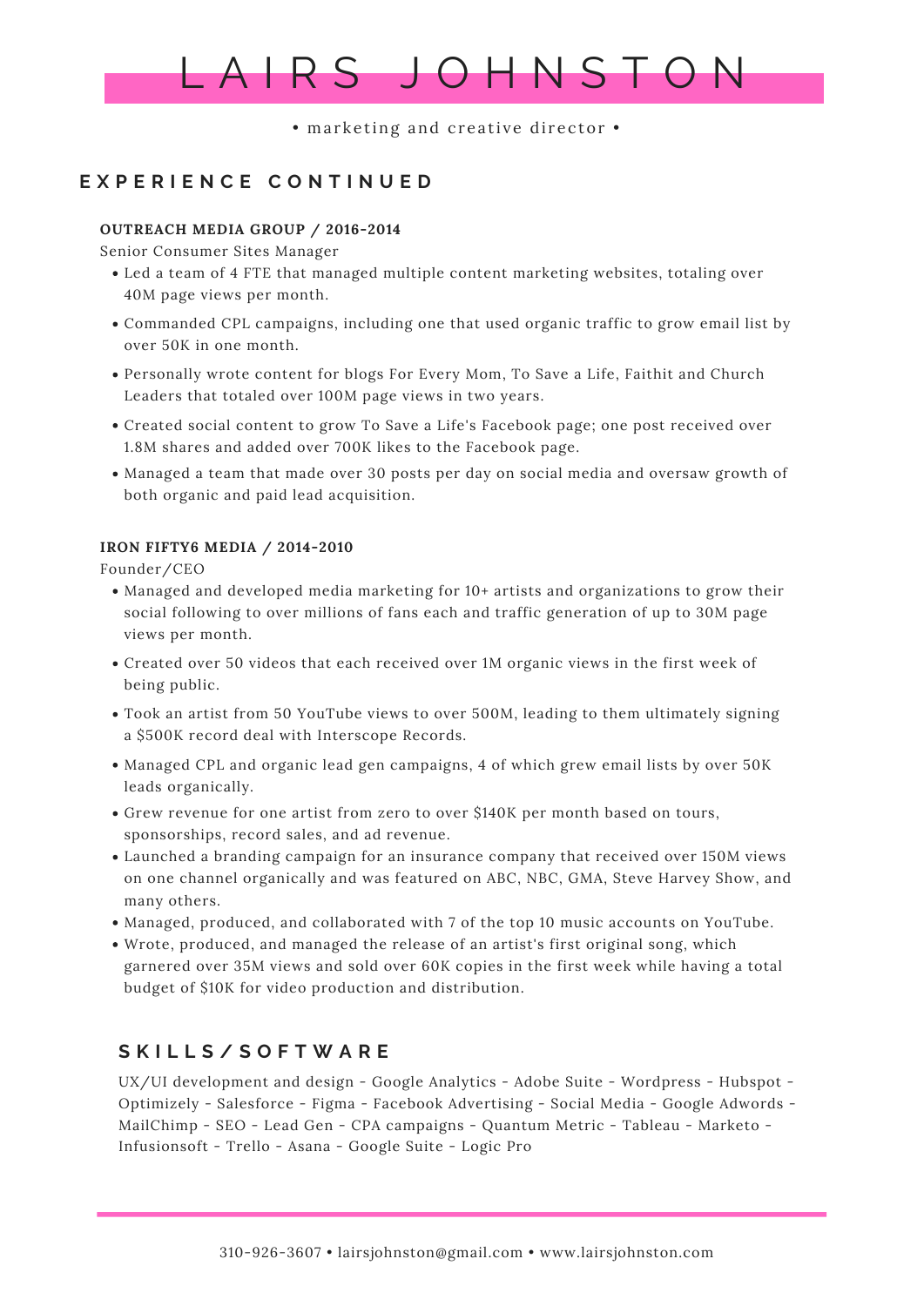# LAIRS JOHNSTON

• marketing and creative director •

## EXPERIENCE CONTINUED

**OUTREACH MEDIA GROUP / 2016-2014**

Senior Consumer Sites Manager

- Led a team of 4 FTE that managed multiple content marketing websites, totaling over 40M page views per month.
- Commanded CPL campaigns, including one that used organic traffic to grow email list by over 50K in one month.
- Personally wrote content for blogs For Every Mom, To Save a Life, Faithit and Church Leaders that totaled over 100M page views in two years.
- Created social content to grow To Save a Life's Facebook page; one post received over 1.8M shares and added over 700K likes to the Facebook page.
- Managed a team that made over 30 posts per day on social media and oversaw growth of both organic and paid lead acquisition.

**IRON FIFTY6 MEDIA / 2014-2010**

Founder/CEO

- Managed and developed media marketing for 10+ artists and organizations to grow their social following to over millions of fans each and traffic generation of up to 30M page views per month.
- Created over 50 videos that each received over 1M organic views in the first week of being public.
- Took an artist from 50 YouTube views to over 500M, leading to them ultimately signing a $500K record deal with Interscope Records.
- Managed CPL and organic lead gen campaigns, 4 of which grew email lists by over 50K leads organically.
- Grew revenue for one artist from zero to over $140K per month based on tours, sponsorships, record sales, and ad revenue.
- Launched a branding campaign for an insurance company that received over 150M views on one channel organically and was featured on ABC, NBC, GMA, Steve Harvey Show, and many others.
- Managed, produced, and collaborated with 7 of the top 10 music accounts on YouTube.
- Wrote, produced, and managed the release of an artist's first original song, which garnered over 35M views and sold over 60K copies in the first week while having a total budget of $10K for video production and distribution.

## SKILLS/SOFTWARE

UX/UI development and design - Google Analytics - Adobe Suite - Wordpress - Hubspot - Optimizely - Salesforce - Figma - Facebook Advertising - Social Media - Google Adwords - MailChimp - SEO - Lead Gen - CPA campaigns - Quantum Metric - Tableau - Marketo - Infusionsoft - Trello - Asana - Google Suite - Logic Pro

310-926-3607 • lairsjohnston@gmail.com • www.lairsjohnston.com